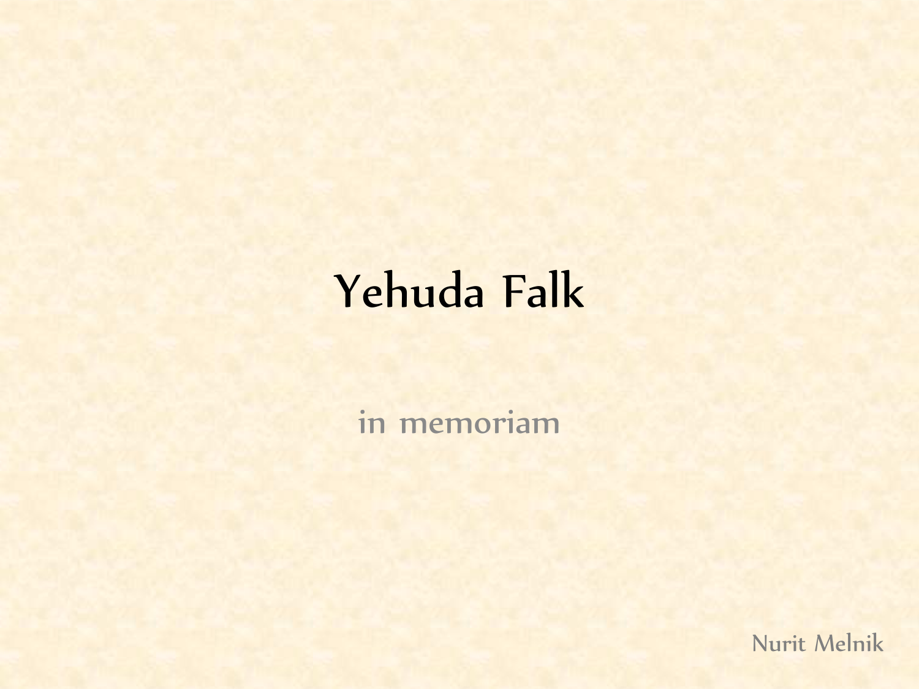# Yehuda Falk

**in memoriam**

Nurit Melnik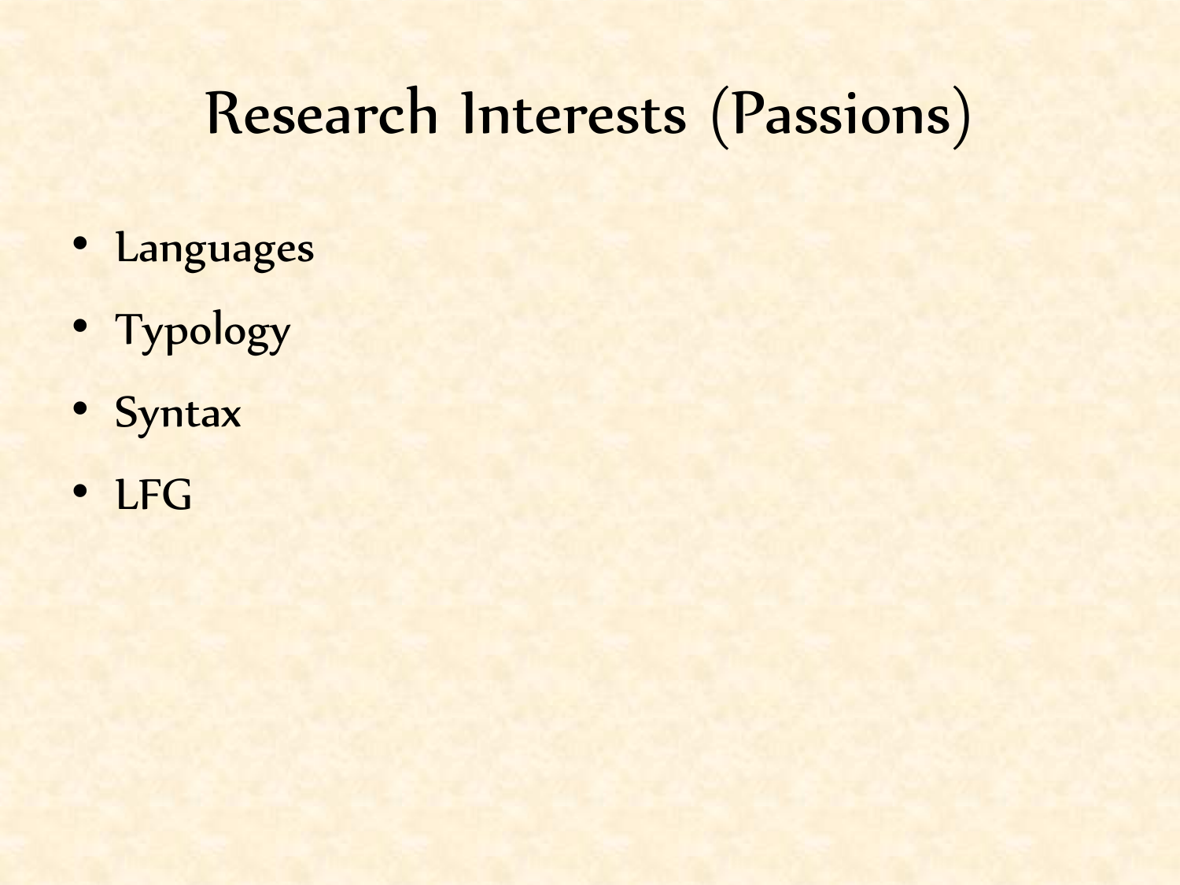# Research Interests (Passions)

- Languages
- Typology
- Syntax
- LFG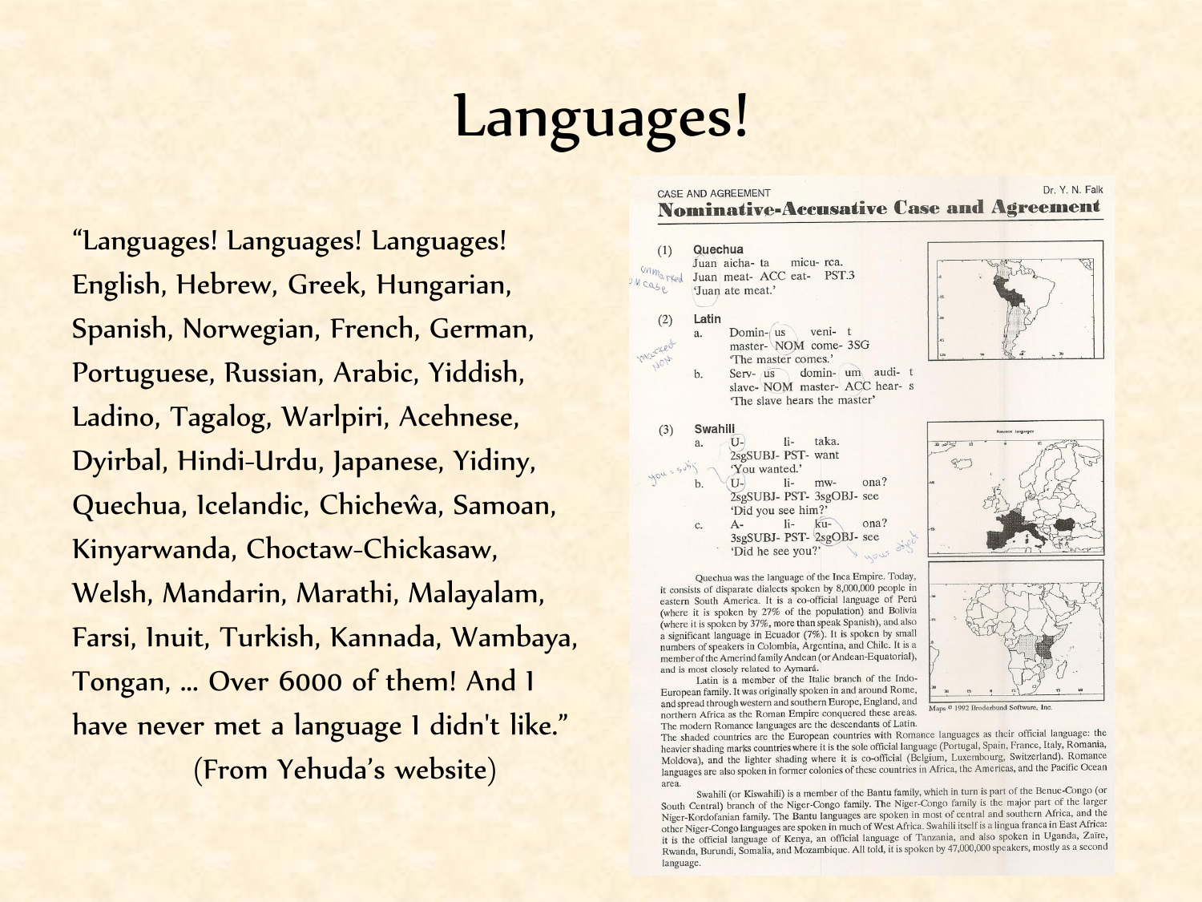# Languages!

"Languages! Languages! Languages! English, Hebrew, Greek, Hungarian, Spanish, Norwegian, French, German, Portuguese, Russian, Arabic, Yiddish, Ladino, Tagalog, Warlpiri, Acehnese, Dyirbal, Hindi-Urdu, Japanese, Yidiny, Quechua, Icelandic, Chicheŵa, Samoan, Kinyarwanda, Choctaw-Chickasaw, Welsh, Mandarin, Marathi, Malayalam, Farsi, Inuit, Turkish, Kannada, Wambaya, Tongan, … Over 6000 of them! And I have never met a language I didn't like."

(From Yehuda's website)

CASE AND AGREEMENT — Dr. Y. N. Falk

## Nominative-Accusative Case and Agreement

(1) **Quechua**

Juan aicha- ta micu- rca.
Juan meat- ACC eat- PST.3
'Juan ate meat.'

(2) **Latin**

a. Domin- us veni- t
master- NOM come- 3SG
'The master comes.'

b. Serv- us domin- um audi- t
slave- NOM master- ACC hear- s
'The slave hears the master'

(3) **Swahili**

a. U- li- taka.
2sgSUBJ- PST- want
'You wanted.'

b. U- li- mw- ona?
2sgSUBJ- PST- 3sgOBJ- see
'Did you see him?'

c. A- li- ku- ona?
3sgSUBJ- PST- 2sgOBJ- see
'Did he see you?'

Quechua was the language of the Inca Empire. Today, it consists of disparate dialects spoken by 8,000,000 people in eastern South America. It is a co-official language of Perú (where it is spoken by 27% of the population) and Bolivia (where it is spoken by 37%, more than speak Spanish), and also a significant language in Ecuador (7%). It is spoken by small numbers of speakers in Colombia, Argentina, and Chile. It is a member of the Amerind family Andean (or Andean-Equatorial), and is most closely related to Aymará.

Latin is a member of the Italic branch of the Indo-European family. It was originally spoken in and around Rome, and spread through western and southern Europe, England, and northern Africa as the Roman Empire conquered these areas. The modern Romance languages are the descendants of Latin. The shaded countries are the European countries with Romance languages as their official language: the heavier shading marks countries where it is the sole official language (Portugal, Spain, France, Italy, Romania, Moldova), and the lighter shading where it is co-official (Belgium, Luxembourg, Switzerland). Romance languages are also spoken in former colonies of these countries in Africa, the Americas, and the Pacific Ocean area.

Swahili (or Kiswahili) is a member of the Bantu family, which in turn is part of the Benue-Congo (or South Central) branch of the Niger-Congo family. The Niger-Congo family is the major part of the larger Niger-Kordofanian family. The Bantu languages are spoken in most of central and southern Africa, and the other Niger-Congo languages are spoken in much of West Africa. Swahili itself is a lingua franca in East Africa: it is the official language of Kenya, an official language of Tanzania, and also spoken in Uganda, Zaïre, Rwanda, Burundi, Somalia, and Mozambique. All told, it is spoken by 47,000,000 speakers, mostly as a second language.

Maps © 1992 Broderbund Software, Inc.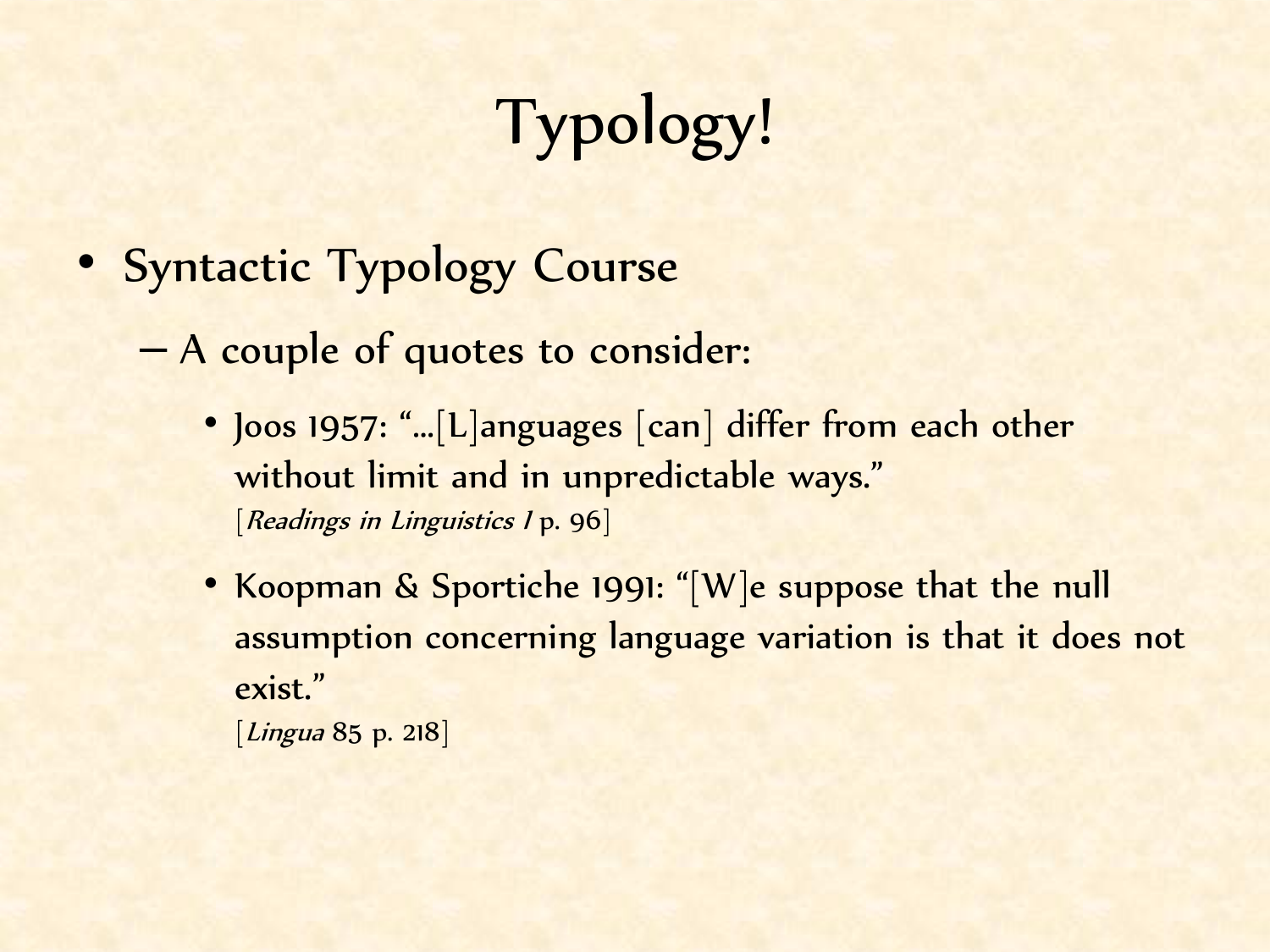# Typology!

- Syntactic Typology Course
  - A couple of quotes to consider:
    - Joos 1957: "…[L]anguages [can] differ from each other without limit and in unpredictable ways."
      [*Readings in Linguistics I* p. 96]
    - Koopman & Sportiche 1991: "[W]e suppose that the null assumption concerning language variation is that it does not exist."
      [*Lingua* 85 p. 218]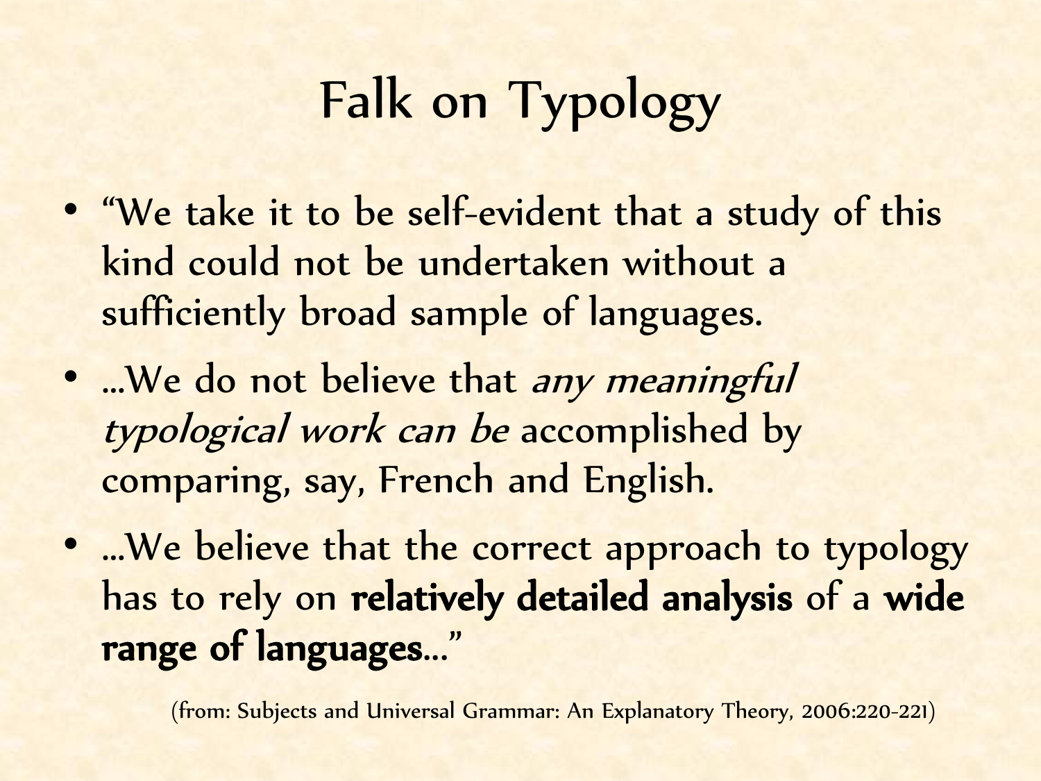# Falk on Typology

- "We take it to be self-evident that a study of this kind could not be undertaken without a sufficiently broad sample of languages.
- …We do not believe that *any meaningful typological work can be* accomplished by comparing, say, French and English.
- …We believe that the correct approach to typology has to rely on **relatively detailed analysis** of a **wide range of languages**…"

(from: Subjects and Universal Grammar: An Explanatory Theory, 2006:220-221)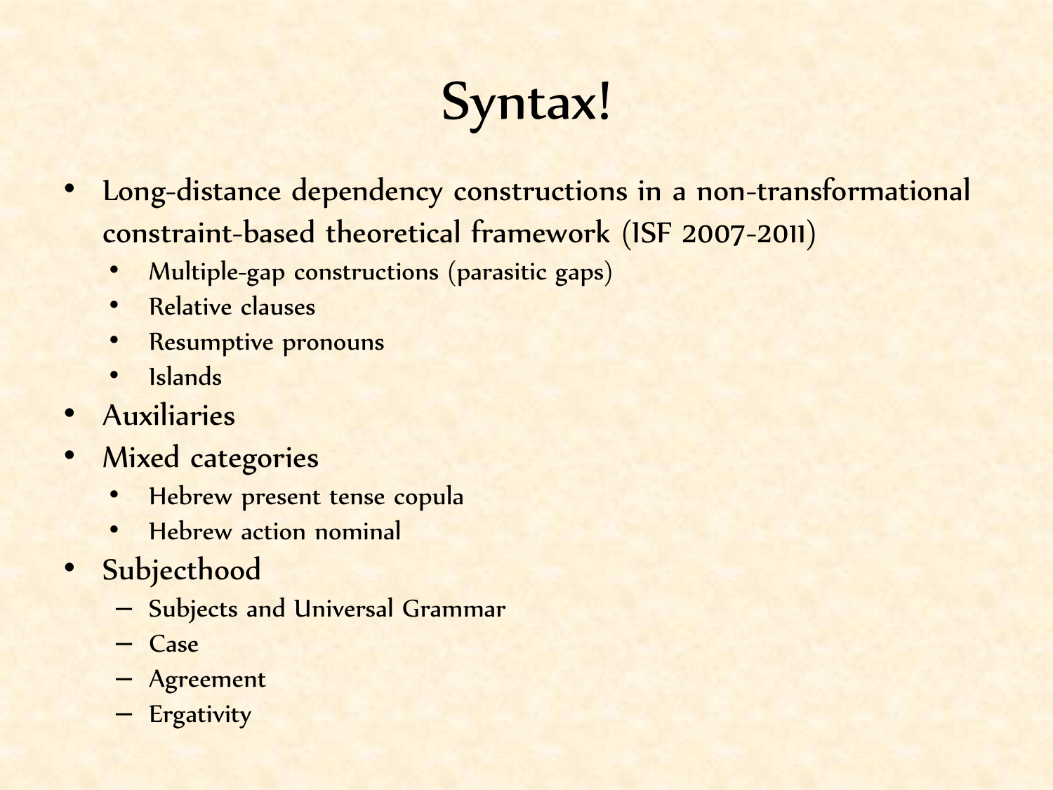# Syntax!

- Long-distance dependency constructions in a non-transformational constraint-based theoretical framework (ISF 2007-2011)
  - Multiple-gap constructions (parasitic gaps)
  - Relative clauses
  - Resumptive pronouns
  - Islands
- Auxiliaries
- Mixed categories
  - Hebrew present tense copula
  - Hebrew action nominal
- Subjecthood
  - Subjects and Universal Grammar
  - Case
  - Agreement
  - Ergativity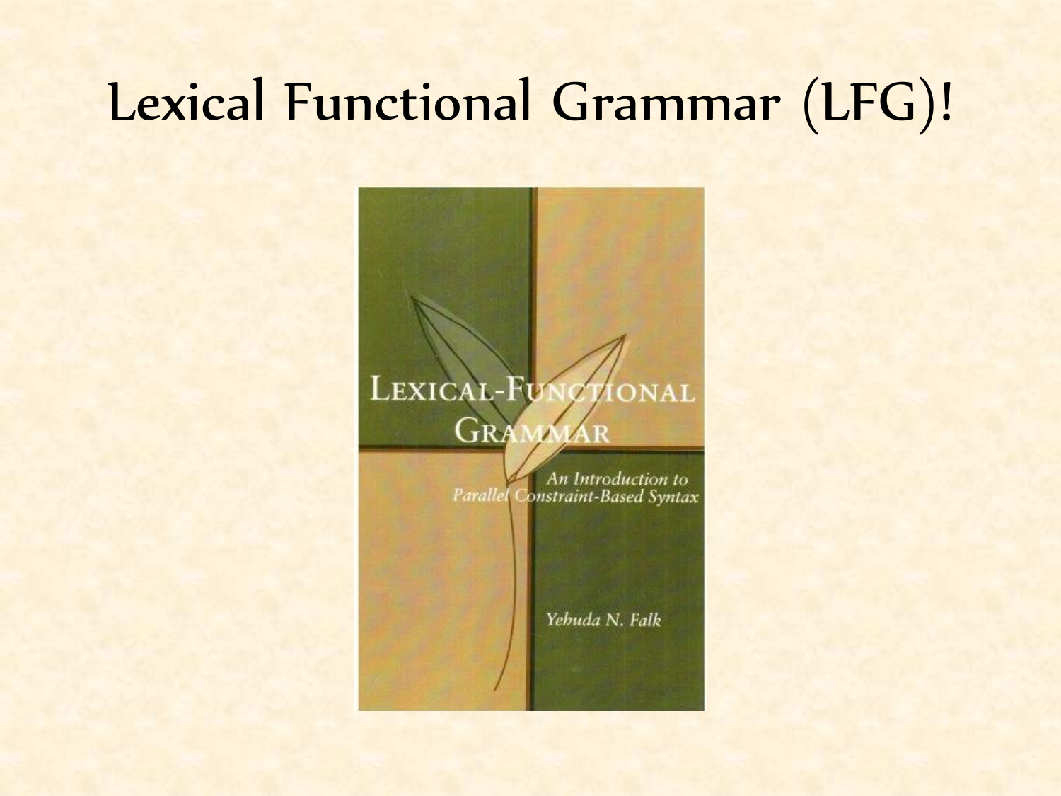# Lexical Functional Grammar (LFG)!

LEXICAL-FUNCTIONAL GRAMMAR

*An Introduction to Parallel Constraint-Based Syntax*

*Yehuda N. Falk*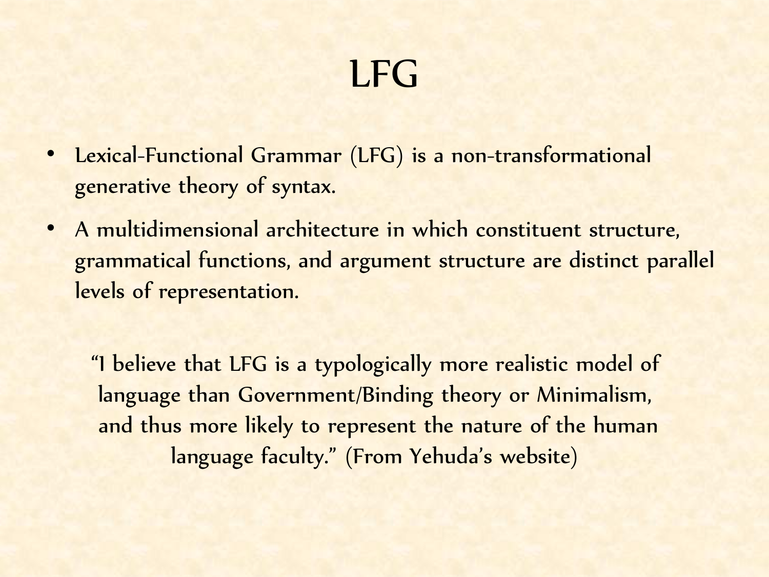# LFG

- Lexical-Functional Grammar (LFG) is a non-transformational generative theory of syntax.
- A multidimensional architecture in which constituent structure, grammatical functions, and argument structure are distinct parallel levels of representation.

"I believe that LFG is a typologically more realistic model of language than Government/Binding theory or Minimalism, and thus more likely to represent the nature of the human language faculty." (From Yehuda's website)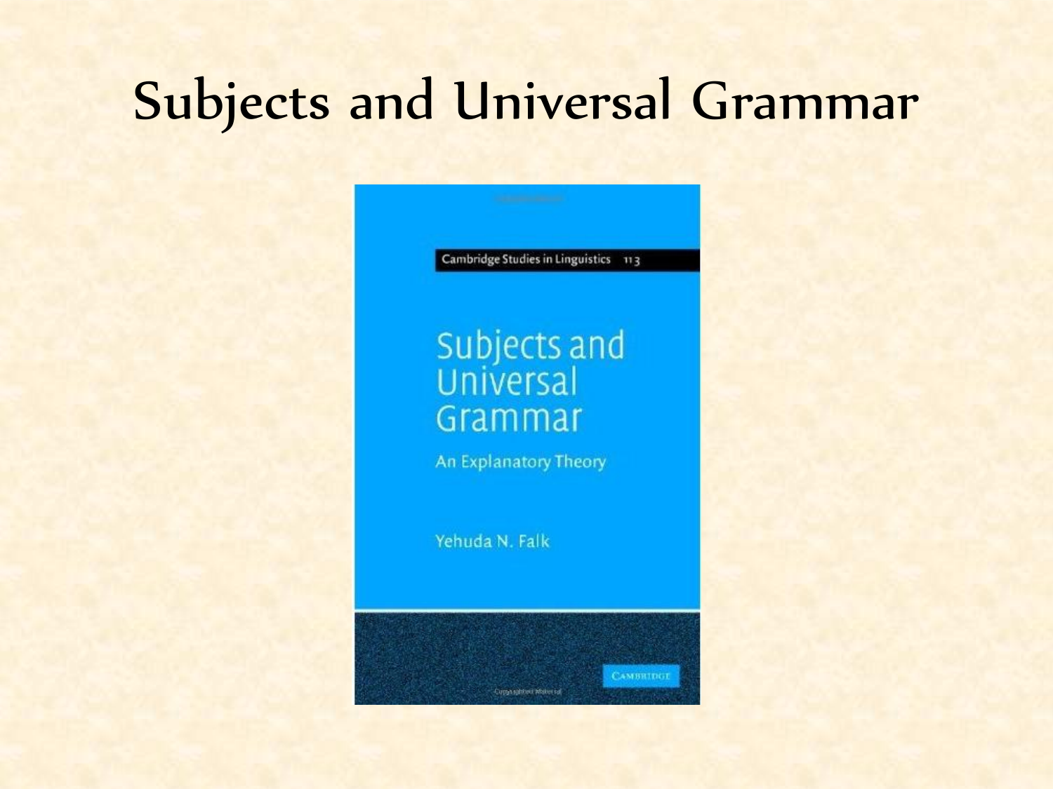# Subjects and Universal Grammar

Cambridge Studies in Linguistics 113

Subjects and Universal Grammar

An Explanatory Theory

Yehuda N. Falk

Cambridge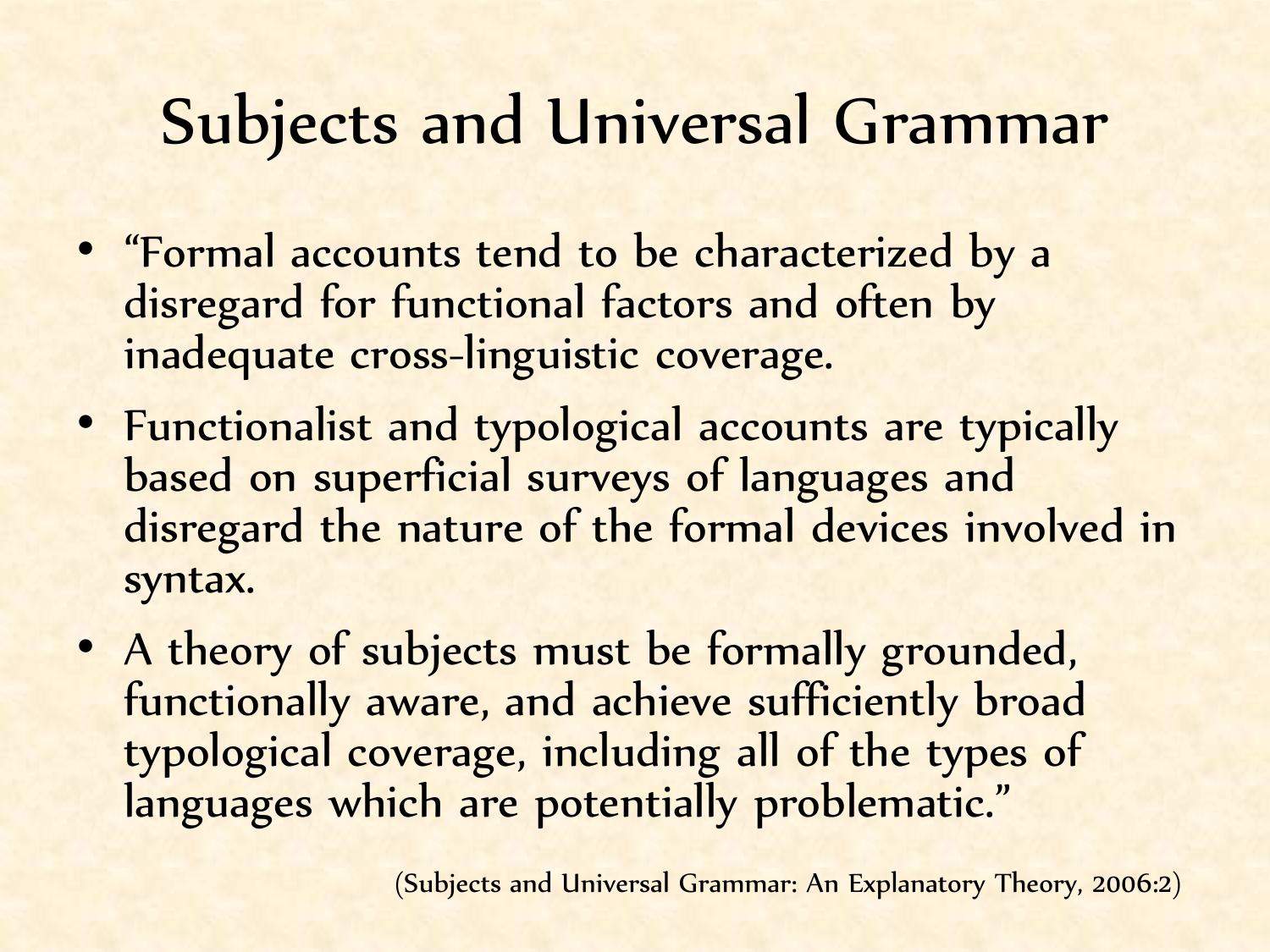# Subjects and Universal Grammar

- "Formal accounts tend to be characterized by a disregard for functional factors and often by inadequate cross-linguistic coverage.
- Functionalist and typological accounts are typically based on superficial surveys of languages and disregard the nature of the formal devices involved in syntax.
- A theory of subjects must be formally grounded, functionally aware, and achieve sufficiently broad typological coverage, including all of the types of languages which are potentially problematic."

(Subjects and Universal Grammar: An Explanatory Theory, 2006:2)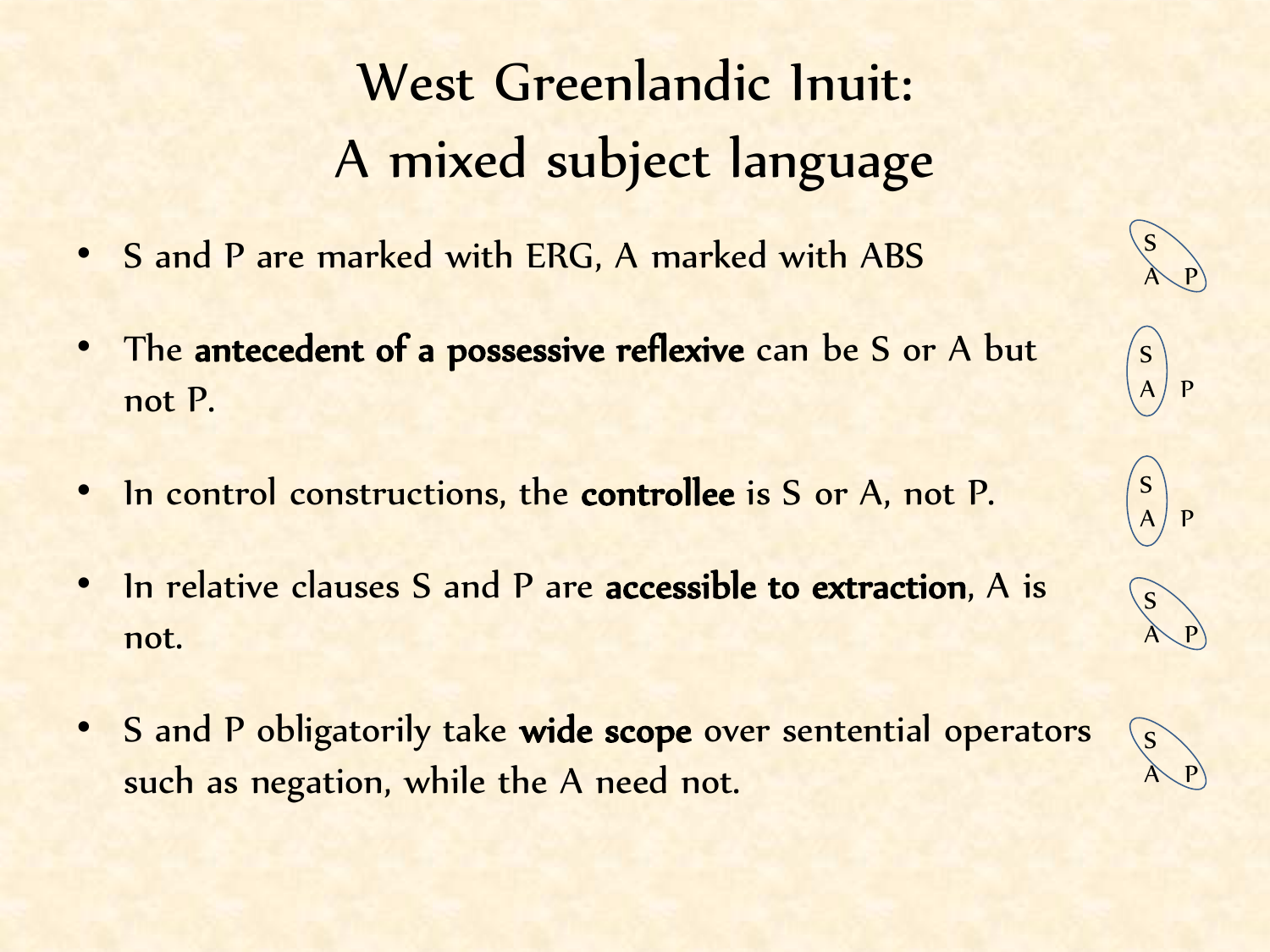# West Greenlandic Inuit: A mixed subject language

- S and P are marked with ERG, A marked with ABS
- The **antecedent of a possessive reflexive** can be S or A but not P.
- In control constructions, the **controllee** is S or A, not P.
- In relative clauses S and P are **accessible to extraction**, A is not.
- S and P obligatorily take **wide scope** over sentential operators such as negation, while the A need not.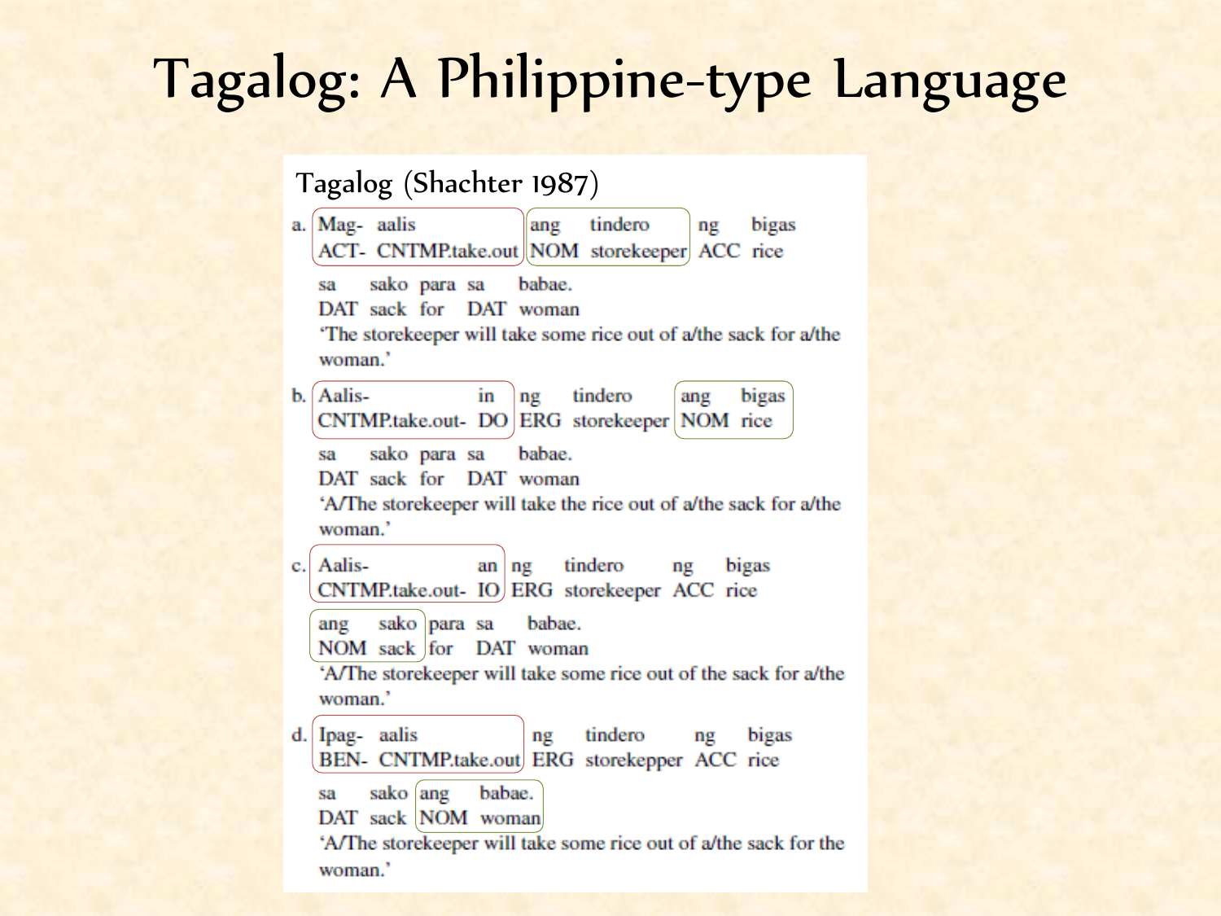# Tagalog: A Philippine-type Language

Tagalog (Shachter 1987)

a.

| Mag- | aalis | ang | tindero | ng | bigas |
|---|---|---|---|---|---|
| ACT- | CNTMP.take.out | NOM | storekeeper | ACC | rice |

| sa | sako | para | sa | babae. |
|---|---|---|---|---|
| DAT | sack | for | DAT | woman |

'The storekeeper will take some rice out of a/the sack for a/the woman.'

b.

| Aalis- | in | ng | tindero | ang | bigas |
|---|---|---|---|---|---|
| CNTMP.take.out- | DO | ERG | storekeeper | NOM | rice |

| sa | sako | para | sa | babae. |
|---|---|---|---|---|
| DAT | sack | for | DAT | woman |

'A/The storekeeper will take the rice out of a/the sack for a/the woman.'

c.

| Aalis- | an | ng | tindero | ng | bigas |
|---|---|---|---|---|---|
| CNTMP.take.out- | IO | ERG | storekeeper | ACC | rice |

| ang | sako | para | sa | babae. |
|---|---|---|---|---|
| NOM | sack | for | DAT | woman |

'A/The storekeeper will take some rice out of the sack for a/the woman.'

d.

| Ipag- | aalis | ng | tindero | ng | bigas |
|---|---|---|---|---|---|
| BEN- | CNTMP.take.out | ERG | storekepper | ACC | rice |

| sa | sako | ang | babae. |
|---|---|---|---|
| DAT | sack | NOM | woman |

'A/The storekeeper will take some rice out of a/the sack for the woman.'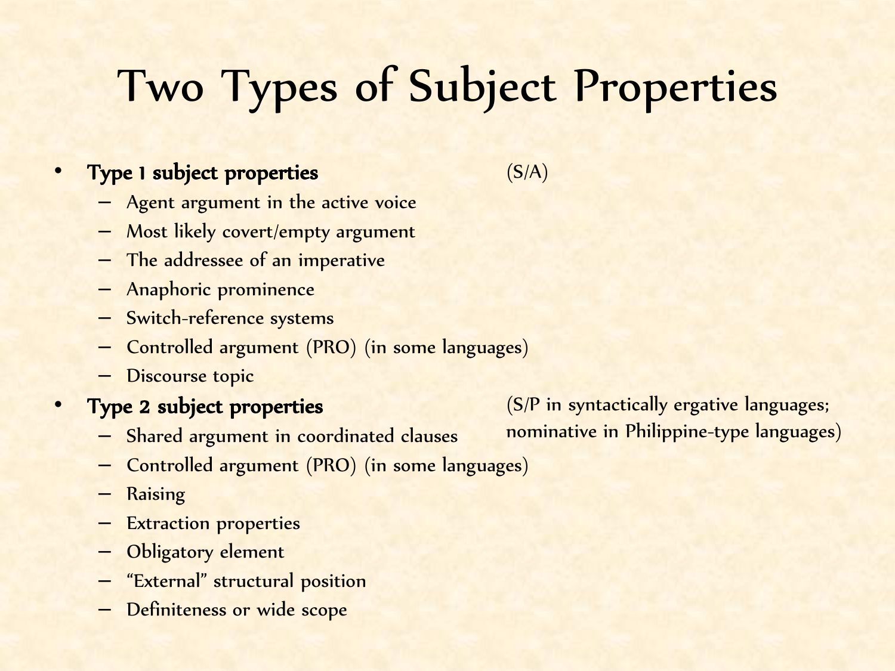# Two Types of Subject Properties

- **Type 1 subject properties** (S/A)
  - Agent argument in the active voice
  - Most likely covert/empty argument
  - The addressee of an imperative
  - Anaphoric prominence
  - Switch-reference systems
  - Controlled argument (PRO) (in some languages)
  - Discourse topic
- **Type 2 subject properties** (S/P in syntactically ergative languages; nominative in Philippine-type languages)
  - Shared argument in coordinated clauses
  - Controlled argument (PRO) (in some languages)
  - Raising
  - Extraction properties
  - Obligatory element
  - "External" structural position
  - Definiteness or wide scope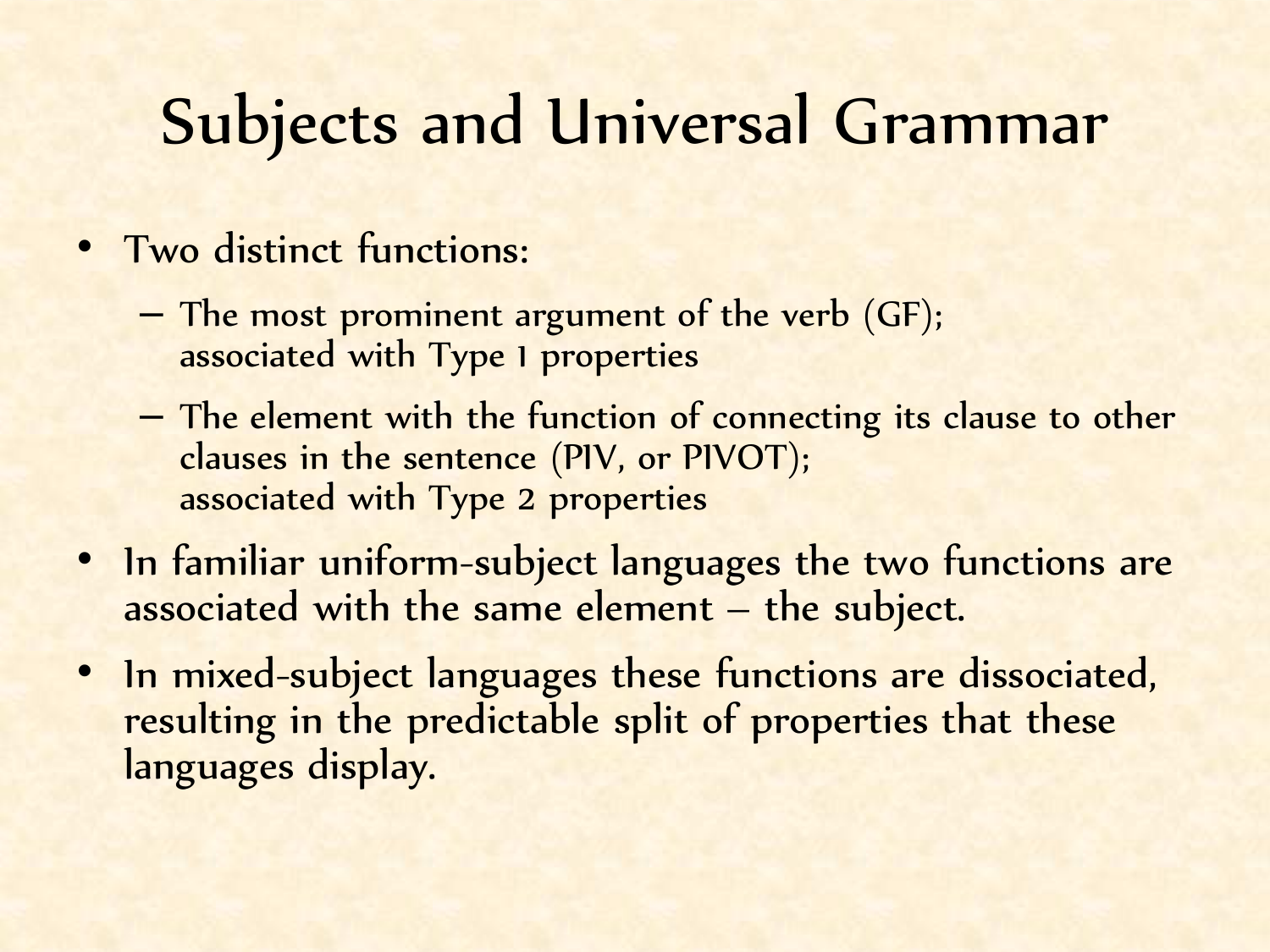# Subjects and Universal Grammar

- Two distinct functions:
  - The most prominent argument of the verb (GF); associated with Type 1 properties
  - The element with the function of connecting its clause to other clauses in the sentence (PIV, or PIVOT); associated with Type 2 properties
- In familiar uniform-subject languages the two functions are associated with the same element – the subject.
- In mixed-subject languages these functions are dissociated, resulting in the predictable split of properties that these languages display.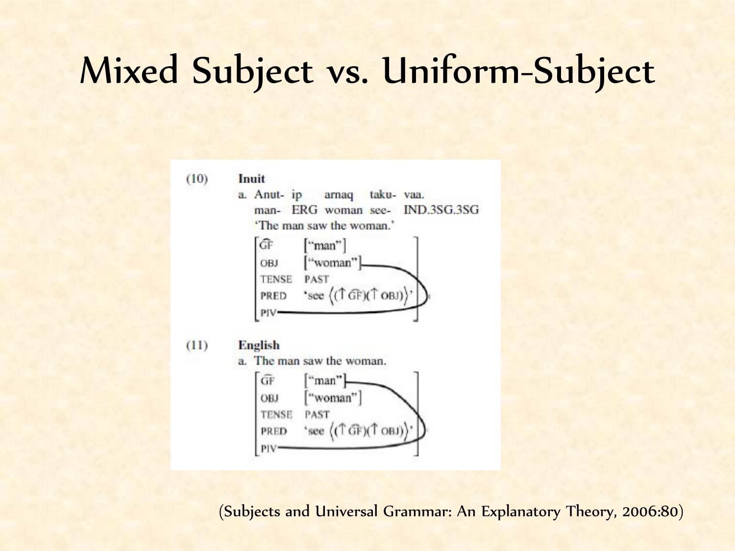# Mixed Subject vs. Uniform-Subject

(10) **Inuit**

a. Anut- ip arnaq taku- vaa.
man- ERG woman see- IND.3SG.3SG
'The man saw the woman.'

$$\begin{bmatrix} \widehat{\text{GF}} & [\text{"man"}] \\ \text{OBJ} & [\text{"woman"}] \\ \text{TENSE} & \text{PAST} \\ \text{PRED} & \text{'see} \langle (\uparrow \widehat{\text{GF}})(\uparrow \text{OBJ}) \rangle \text{'} \\ \text{PIV} & \end{bmatrix}$$

(PIV linked to OBJ)

(11) **English**

a. The man saw the woman.

$$\begin{bmatrix} \widehat{\text{GF}} & [\text{"man"}] \\ \text{OBJ} & [\text{"woman"}] \\ \text{TENSE} & \text{PAST} \\ \text{PRED} & \text{'see} \langle (\uparrow \widehat{\text{GF}})(\uparrow \text{OBJ}) \rangle \text{'} \\ \text{PIV} & \end{bmatrix}$$

(PIV linked to $\widehat{\text{GF}}$)

(Subjects and Universal Grammar: An Explanatory Theory, 2006:80)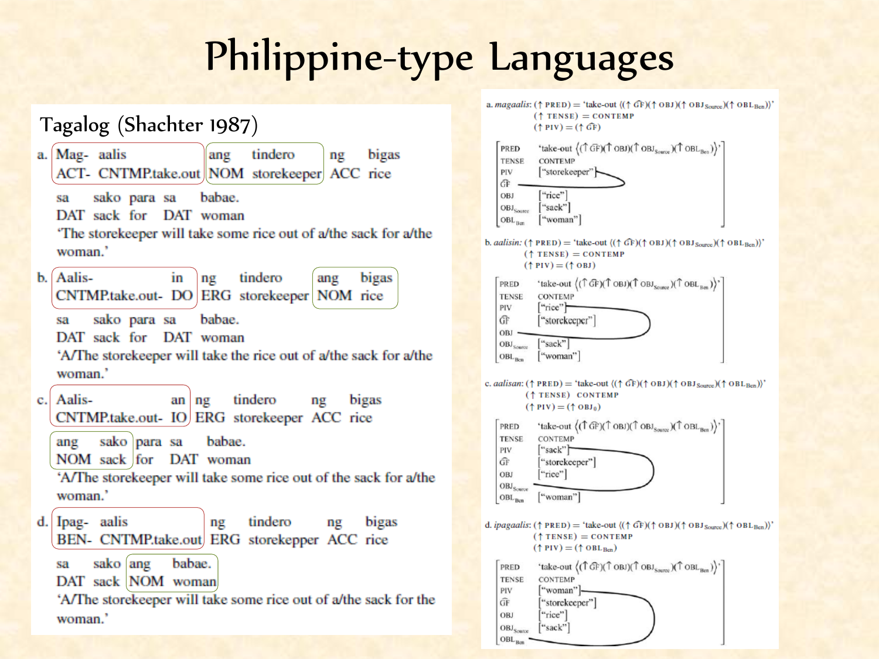# Philippine-type Languages

## Tagalog (Shachter 1987)

a. Mag- aalis ang tindero ng bigas
ACT- CNTMP.take.out NOM storekeeper ACC rice

sa sako para sa babae.
DAT sack for DAT woman

'The storekeeper will take some rice out of a/the sack for a/the woman.'

b. Aalis- in ng tindero ang bigas
CNTMP.take.out- DO ERG storekeeper NOM rice

sa sako para sa babae.
DAT sack for DAT woman

'A/The storekeeper will take the rice out of a/the sack for a/the woman.'

c. Aalis- an ng tindero ng bigas
CNTMP.take.out- IO ERG storekeeper ACC rice

ang sako para sa babae.
NOM sack for DAT woman

'A/The storekeeper will take some rice out of the sack for a/the woman.'

d. Ipag- aalis ng tindero ng bigas
BEN- CNTMP.take.out ERG storekepper ACC rice

sa sako ang babae.
DAT sack NOM woman

'A/The storekeeper will take some rice out of a/the sack for the woman.'

---

a. *magaalis*: (↑ PRED) = 'take-out ⟨(↑ $\widehat{GF}$)(↑ OBJ)(↑ $OBJ_{Source}$)(↑ $OBL_{Ben}$)⟩'
(↑ TENSE) = CONTEMP
(↑ PIV) = (↑ $\widehat{GF}$)

| | |
|---|---|
| PRED | 'take-out ⟨(↑ $\widehat{GF}$)(↑ OBJ)(↑ $OBJ_{Source}$)(↑ $OBL_{Ben}$)⟩' |
| TENSE | CONTEMP |
| PIV | ["storekeeper"] |
| $\widehat{GF}$ | |
| OBJ | ["rice"] |
| $OBJ_{Source}$ | ["sack"] |
| $OBL_{Ben}$ | ["woman"] |

b. *aalisin*: (↑ PRED) = 'take-out ⟨(↑ $\widehat{GF}$)(↑ OBJ)(↑ $OBJ_{Source}$)(↑ $OBL_{Ben}$)⟩'
(↑ TENSE) = CONTEMP
(↑ PIV) = (↑ OBJ)

| | |
|---|---|
| PRED | 'take-out ⟨(↑ $\widehat{GF}$)(↑ OBJ)(↑ $OBJ_{Source}$)(↑ $OBL_{Ben}$)⟩' |
| TENSE | CONTEMP |
| PIV | ["rice"] |
| $\widehat{GF}$ | ["storekeeper"] |
| OBJ | |
| $OBJ_{Source}$ | ["sack"] |
| $OBL_{Ben}$ | ["woman"] |

c. *aalisan*: (↑ PRED) = 'take-out ⟨(↑ $\widehat{GF}$)(↑ OBJ)(↑ $OBJ_{Source}$)(↑ $OBL_{Ben}$)⟩'
(↑ TENSE) CONTEMP
(↑ PIV) = (↑ $OBJ_{\theta}$)

| | |
|---|---|
| PRED | 'take-out ⟨(↑ $\widehat{GF}$)(↑ OBJ)(↑ $OBJ_{Source}$)(↑ $OBL_{Ben}$)⟩' |
| TENSE | CONTEMP |
| PIV | ["sack"] |
| $\widehat{GF}$ | ["storekeeper"] |
| OBJ | ["rice"] |
| $OBJ_{Source}$ | |
| $OBL_{Ben}$ | ["woman"] |

d. *ipagaalis*: (↑ PRED) = 'take-out ⟨(↑ $\widehat{GF}$)(↑ OBJ)(↑ $OBJ_{Source}$)(↑ $OBL_{Ben}$)⟩'
(↑ TENSE) = CONTEMP
(↑ PIV) = (↑ $OBL_{Ben}$)

| | |
|---|---|
| PRED | 'take-out ⟨(↑ $\widehat{GF}$)(↑ OBJ)(↑ $OBJ_{Source}$)(↑ $OBL_{Ben}$)⟩' |
| TENSE | CONTEMP |
| PIV | ["woman"] |
| $\widehat{GF}$ | ["storekeeper"] |
| OBJ | ["rice"] |
| $OBJ_{Source}$ | ["sack"] |
| $OBL_{Ben}$ | |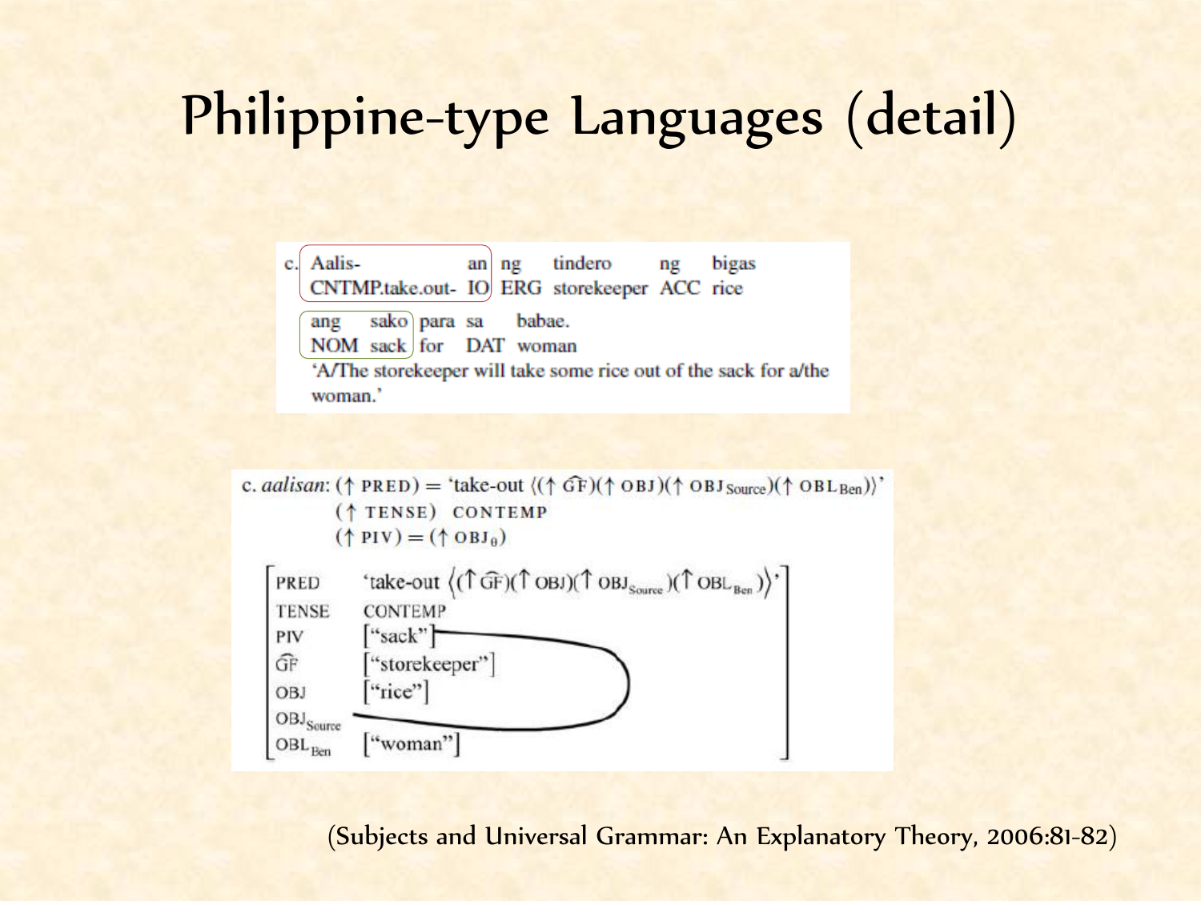# Philippine-type Languages (detail)

c. Aalis- an ng tindero ng bigas  
CNTMP.take.out- IO ERG storekeeper ACC rice

ang sako para sa babae.  
NOM sack for DAT woman

'A/The storekeeper will take some rice out of the sack for a/the woman.'

c. *aalisan*: $(\uparrow \text{PRED}) =$ 'take-out $\langle(\uparrow \widehat{\text{GF}})(\uparrow \text{OBJ})(\uparrow \text{OBJ}_{\text{Source}})(\uparrow \text{OBL}_{\text{Ben}})\rangle$'  
$(\uparrow \text{TENSE})$ CONTEMP  
$(\uparrow \text{PIV}) = (\uparrow \text{OBJ}_{\theta})$

| | |
|---|---|
| PRED | 'take-out $\langle(\uparrow \widehat{\text{GF}})(\uparrow \text{OBJ})(\uparrow \text{OBJ}_{\text{Source}})(\uparrow \text{OBL}_{\text{Ben}})\rangle$' |
| TENSE | CONTEMP |
| PIV | ["sack"] |
| $\widehat{\text{GF}}$ | ["storekeeper"] |
| OBJ | ["rice"] |
| $\text{OBJ}_{\text{Source}}$ | |
| $\text{OBL}_{\text{Ben}}$ | ["woman"] |

(Subjects and Universal Grammar: An Explanatory Theory, 2006:81-82)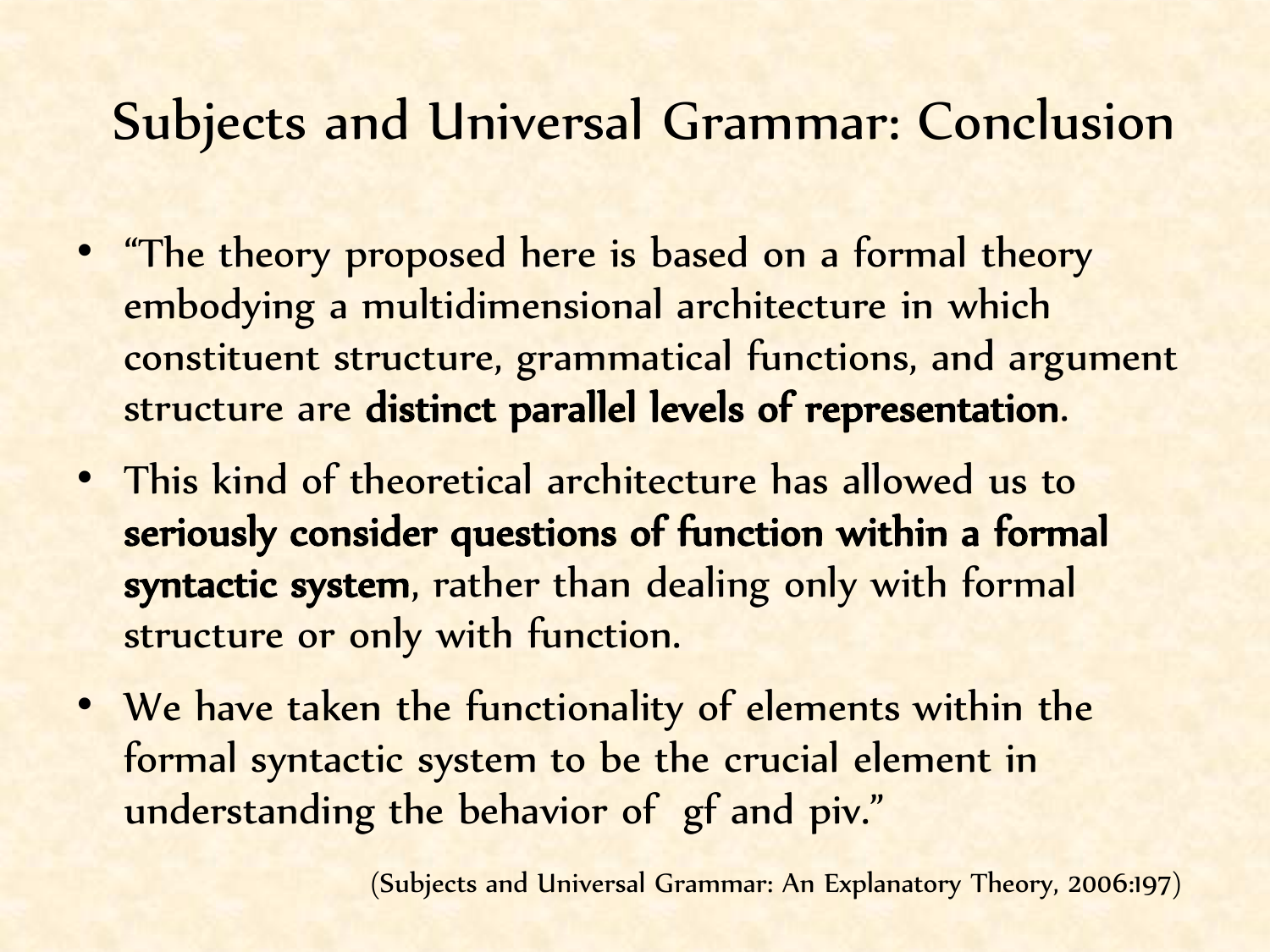# Subjects and Universal Grammar: Conclusion

- "The theory proposed here is based on a formal theory embodying a multidimensional architecture in which constituent structure, grammatical functions, and argument structure are **distinct parallel levels of representation**.
- This kind of theoretical architecture has allowed us to **seriously consider questions of function within a formal syntactic system**, rather than dealing only with formal structure or only with function.
- We have taken the functionality of elements within the formal syntactic system to be the crucial element in understanding the behavior of gf and piv."

(Subjects and Universal Grammar: An Explanatory Theory, 2006:197)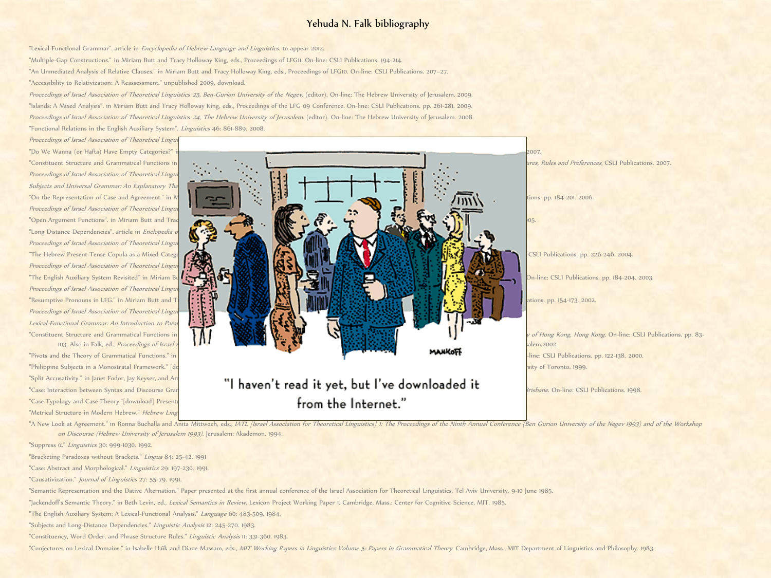# Yehuda N. Falk bibliography

"Lexical-Functional Grammar". article in *Encyclopedia of Hebrew Language and Linguistics*. to appear 2012.

"Multiple-Gap Constructions." in Miriam Butt and Tracy Holloway King, eds., Proceedings of LFG11. On-line: CSLI Publications. 194-214.

"An Unmediated Analysis of Relative Clauses." in Miriam Butt and Tracy Holloway King, eds., Proceedings of LFG10. On-line: CSLI Publications. 207–27.

"Accessibility to Relativization: A Reassessment." unpublished 2009, download.

*Proceedings of Israel Association of Theoretical Linguistics 25, Ben-Gurion University of the Negev.* (editor). On-line: The Hebrew University of Jerusalem. 2009.

"Islands: A Mixed Analysis". in Miriam Butt and Tracy Holloway King, eds., Proceedings of the LFG 09 Conference. On-line: CSLI Publications. pp. 261-281. 2009.

*Proceedings of Israel Association of Theoretical Linguistics 24, The Hebrew University of Jerusalem.* (editor). On-line: The Hebrew University of Jerusalem. 2008.

"Functional Relations in the English Auxiliary System". *Linguistics* 46: 861-889. 2008.

*Proceedings of Israel Association of Theoretical Lingui*

"Do We Wanna (or Hafta) Have Empty Categories?" i ... 2007.

"Constituent Structure and Grammatical Functions in ... *ures, Rules and Preferences*, CSLI Publications. 2007.

*Proceedings of Israel Association of Theoretical Lingui*

*Subjects and Universal Grammar: An Explanatory The*

"On the Representation of Case and Agreement." in M ... tions. pp. 184-201. 2006.

*Proceedings of Israel Association of Theoretical Lingui*

"Open Argument Functions". in Miriam Butt and Trac ... 05.

"Long Distance Dependencies". article in *Enclopedia o*

*Proceedings of Israel Association of Theoretical Lingui*

"The Hebrew Present-Tense Copula as a Mixed Categ ... CSLI Publications. pp. 226-246. 2004.

*Proceedings of Israel Association of Theoretical Lingui*

"The English Auxiliary System Revisited" in Miriam Bu ... On-line: CSLI Publications. pp. 184-204. 2003.

*Proceedings of Israel Association of Theoretical Lingui*

"Resumptive Pronouns in LFG." in Miriam Butt and T ... ations. pp. 154-173. 2002.

*Proceedings of Israel Association of Theoretical Lingui*

*Lexical-Functional Grammar: An Introduction to Paral*

"Constituent Structure and Grammatical Functions in ... *y of Hong Kong, Hong Kong.* On-line: CSLI Publications. pp. 83-103. Also in Falk, ed., *Proceedings of Israel A* ... salem.2002.

"Pivots and the Theory of Grammatical Functions." in ... -line: CSLI Publications. pp. 122-138. 2000.

"Philippine Subjects in a Monostratal Framework." [do ... rsity of Toronto. 1999.

"Split Accusativity." in Janet Fodor, Jay Keyser, and Am

"Case: Interaction between Syntax and Discourse Gran ... *Brisbane.* On-line: CSLI Publications. 1998.

"Case Typology and Case Theory."[download] Presente

"Metrical Structure in Modern Hebrew." *Hebrew Ling*

"A New Look at Agreement." in Ronna Buchalla and Anita Mittwoch, eds., *IATL [Israel Association for Theoretical Linguistics] 1: The Proceedings of the Ninth Annual Conference (Ben Gurion University of the Negev 1993) and of the Workshop on Discourse (Hebrew University of Jerusalem 1993).* Jerusalem: Akademon. 1994.

"Suppress α." *Linguistics* 30: 999-1030. 1992.

"Bracketing Paradoxes without Brackets." *Lingua* 84: 25-42. 1991

"Case: Abstract and Morphological." *Linguistics* 29: 197-230. 1991.

"Causativization." *Journal of Linguistics* 27: 55-79. 1991.

"Semantic Representation and the Dative Alternation." Paper presented at the first annual conference of the Israel Association for Theoretical Linguistics, Tel Aviv University, 9-10 June 1985.

"Jackendoff's Semantic Theory." in Beth Levin, ed., *Lexical Semantics in Review.* Lexicon Project Working Paper 1. Cambridge, Mass.: Center for Cognitive Science, MIT. 1985.

"The English Auxiliary System: A Lexical-Functional Analysis." *Language* 60: 483-509. 1984.

"Subjects and Long-Distance Dependencies." *Linguistic Analysis* 12: 245-270. 1983.

"Constituency, Word Order, and Phrase Structure Rules." *Linguistic Analysis* 11: 331-360. 1983.

"Conjectures on Lexical Domains." in Isabelle Haïk and Diane Massam, eds., *MIT Working Papers in Linguistics Volume 5: Papers in Grammatical Theory.* Cambridge, Mass.: MIT Department of Linguistics and Philosophy. 1983.